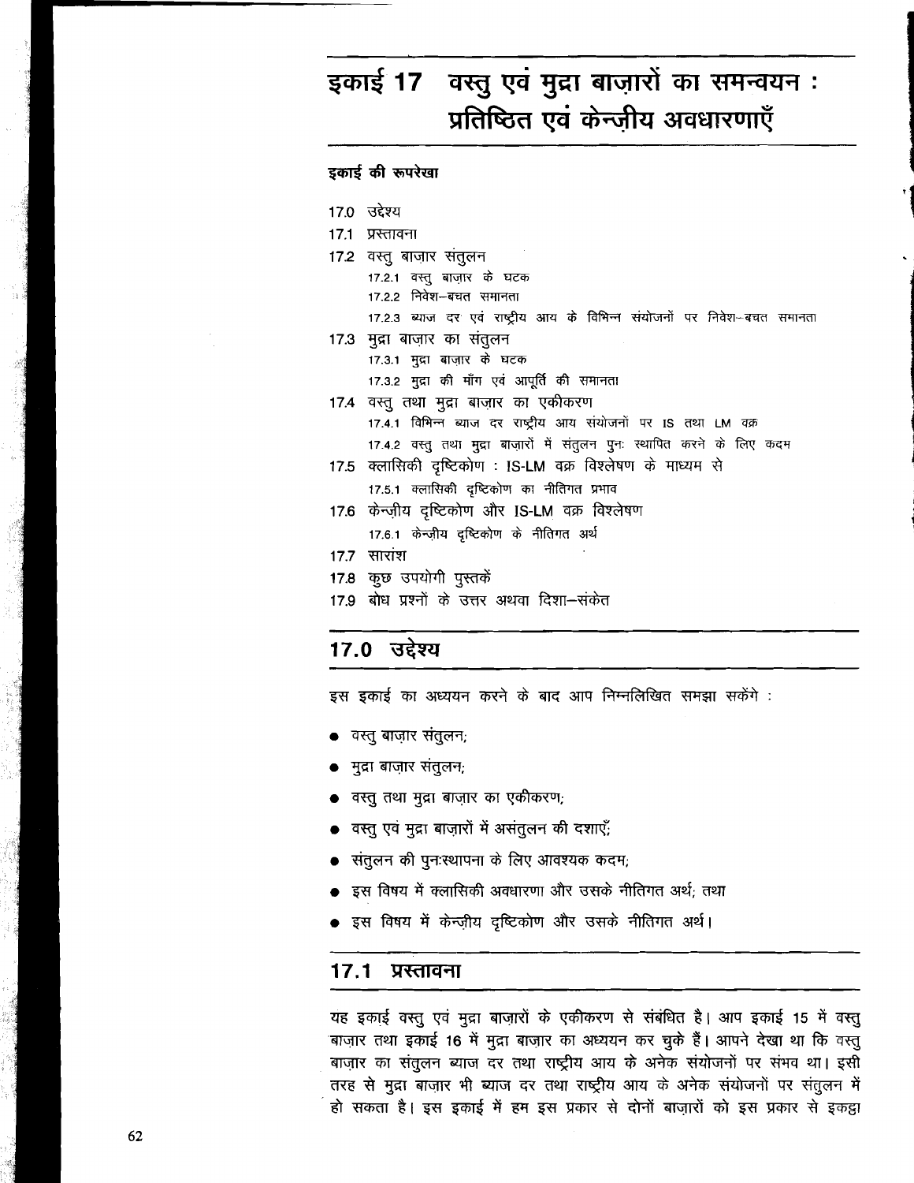# इकाई 17 वस्तु एवं मुद्रा बाज़ारों का समन्वयन : प्रतिष्ठित एवं केन्ज़ीय अवधारणाएँ

**इकाई की रूपरेखा**

17.0 उद्देश्य
17.1 प्रस्तावना
17.2 वस्तु बाज़ार संतुलन
  17.2.1 वस्तु बाज़ार के घटक
  17.2.2 निवेश–बचत समानता
  17.2.3 ब्याज दर एवं राष्ट्रीय आय के विभिन्न संयोजनों पर निवेश–बचत समानता
17.3 मुद्रा बाज़ार का संतुलन
  17.3.1 मुद्रा बाज़ार के घटक
  17.3.2 मुद्रा की माँग एवं आपूर्ति की समानता
17.4 वस्तु तथा मुद्रा बाज़ार का एकीकरण
  17.4.1 विभिन्न ब्याज दर राष्ट्रीय आय संयोजनों पर IS तथा LM वक्र
  17.4.2 वस्तु तथा मुद्रा बाज़ारों में संतुलन पुनः स्थापित करने के लिए कदम
17.5 क्लासिकी दृष्टिकोण : IS-LM वक्र विश्लेषण के माध्यम से
  17.5.1 क्लासिकी दृष्टिकोण का नीतिगत प्रभाव
17.6 केन्ज़ीय दृष्टिकोण और IS-LM वक्र विश्लेषण
  17.6.1 केन्ज़ीय दृष्टिकोण के नीतिगत अर्थ
17.7 सारांश
17.8 कुछ उपयोगी पुस्तकें
17.9 बोध प्रश्नों के उत्तर अथवा दिशा–संकेत

## 17.0 उद्देश्य

इस इकाई का अध्ययन करने के बाद आप निम्नलिखित समझा सकेंगे :

- वस्तु बाज़ार संतुलन;
- मुद्रा बाज़ार संतुलन;
- वस्तु तथा मुद्रा बाज़ार का एकीकरण;
- वस्तु एवं मुद्रा बाज़ारों में असंतुलन की दशाएँ;
- संतुलन की पुनःस्थापना के लिए आवश्यक कदम;
- इस विषय में क्लासिकी अवधारणा और उसके नीतिगत अर्थ; तथा
- इस विषय में केन्ज़ीय दृष्टिकोण और उसके नीतिगत अर्थ।

## 17.1 प्रस्तावना

यह इकाई वस्तु एवं मुद्रा बाज़ारों के एकीकरण से संबंधित है। आप इकाई 15 में वस्तु बाज़ार तथा इकाई 16 में मुद्रा बाज़ार का अध्ययन कर चुके हैं। आपने देखा था कि वस्तु बाज़ार का संतुलन ब्याज दर तथा राष्ट्रीय आय के अनेक संयोजनों पर संभव था। इसी तरह से मुद्रा बाज़ार भी ब्याज दर तथा राष्ट्रीय आय के अनेक संयोजनों पर संतुलन में हो सकता है। इस इकाई में हम इस प्रकार से दोनों बाज़ारों को इस प्रकार से इकट्ठा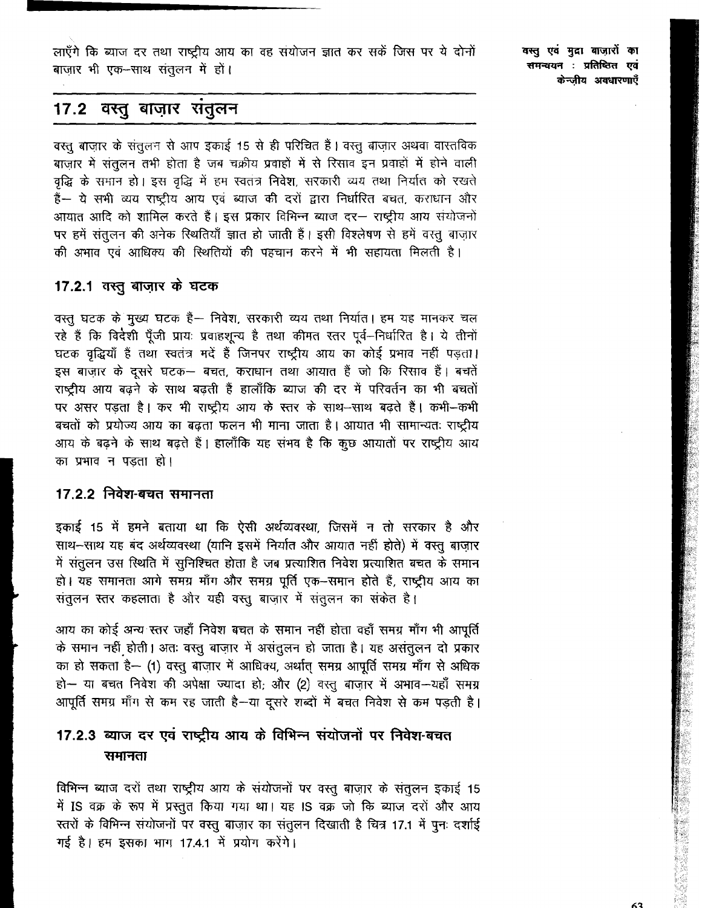लाएँगे कि ब्याज दर तथा राष्ट्रीय आय का वह संयोजन ज्ञात कर सकें जिस पर ये दोनों बाज़ार भी एक-साथ संतुलन में हों।

## 17.2 वस्तु बाज़ार संतुलन

वस्तु बाज़ार के संतुलन से आप इकाई 15 से ही परिचित हैं। वस्तु बाज़ार अथवा वास्तविक बाज़ार में संतुलन तभी होता है जब चक्रीय प्रवाहों में से रिसाव इन प्रवाहों में होने वाली वृद्धि के समान हो। इस वृद्धि में हम स्वतंत्र निवेश, सरकारी व्यय तथा निर्यात को रखते हैं— ये सभी व्यय राष्ट्रीय आय एवं ब्याज की दरों द्वारा निर्धारित बचत, कराधान और आयात आदि को शामिल करते हैं। इस प्रकार विभिन्न ब्याज दर— राष्ट्रीय आय संयोजनों पर हमें संतुलन की अनेक स्थितियाँ ज्ञात हो जाती हैं। इसी विश्लेषण से हमें वस्तु बाज़ार की अभाव एवं आधिक्य की स्थितियों की पहचान करने में भी सहायता मिलती है।

### 17.2.1 वस्तु बाज़ार के घटक

वस्तु घटक के मुख्य घटक हैं— निवेश, सरकारी व्यय तथा निर्यात। हम यह मानकर चल रहे हैं कि विदेशी पूँजी प्रायः प्रवाहशून्य है तथा कीमत स्तर पूर्व-निर्धारित है। ये तीनों घटक वृद्धियाँ है तथा स्वतंत्र मदें हैं जिनपर राष्ट्रीय आय का कोई प्रभाव नहीं पड़ता। इस बाज़ार के दूसरे घटक— बचत, कराधान तथा आयात हैं जो कि रिसाव हैं। बचतें राष्ट्रीय आय बढ़ने के साथ बढ़ती है हालाँकि ब्याज की दर में परिवर्तन का भी बचतों पर असर पड़ता है। कर भी राष्ट्रीय आय के स्तर के साथ-साथ बढ़ते हैं। कभी-कभी बचतों को प्रयोज्य आय का बढ़ता फलन भी माना जाता है। आयात भी सामान्यतः राष्ट्रीय आय के बढ़ने के साथ बढ़ते हैं। हालाँकि यह संभव है कि कुछ आयातों पर राष्ट्रीय आय का प्रभाव न पड़ता हो।

### 17.2.2 निवेश-बचत समानता

इकाई 15 में हमने बताया था कि ऐसी अर्थव्यवस्था, जिसमें न तो सरकार है और साथ-साथ यह बंद अर्थव्यवस्था (यानि इसमें निर्यात और आयात नहीं होते) में वस्तु बाज़ार में संतुलन उस स्थिति में सुनिश्चित होता है जब प्रत्याशित निवेश प्रत्याशित बचत के समान हो। यह समानता आगे समग्र माँग और समग्र पूर्ति एक-समान होते हैं, राष्ट्रीय आय का संतुलन स्तर कहलाता है और यही वस्तु बाज़ार में संतुलन का संकेत है।

आय का कोई अन्य स्तर जहाँ निवेश बचत के समान नहीं होता वहाँ समग्र माँग भी आपूर्ति के समान नहीं होती। अतः वस्तु बाज़ार में असंतुलन हो जाता है। यह असंतुलन दो प्रकार का हो सकता है— (1) वस्तु बाज़ार में आधिक्य, अर्थात् समग्र आपूर्ति समग्र माँग से अधिक हो— या बचत निवेश की अपेक्षा ज्यादा हो; और (2) वस्तु बाज़ार में अभाव—यहाँ समग्र आपूर्ति समग्र माँग से कम रह जाती है—या दूसरे शब्दों में बचत निवेश से कम पड़ती है।

### 17.2.3 ब्याज दर एवं राष्ट्रीय आय के विभिन्न संयोजनों पर निवेश-बचत समानता

विभिन्न ब्याज दरों तथा राष्ट्रीय आय के संयोजनों पर वस्तु बाज़ार के संतुलन इकाई 15 में IS वक्र के रूप में प्रस्तुत किया गया था। यह IS वक्र जो कि ब्याज दरों और आय स्तरों के विभिन्न संयोजनों पर वस्तु बाज़ार का संतुलन दिखाती है चित्र 17.1 में पुनः दर्शाई गई है। हम इसका भाग 17.4.1 में प्रयोग करेंगे।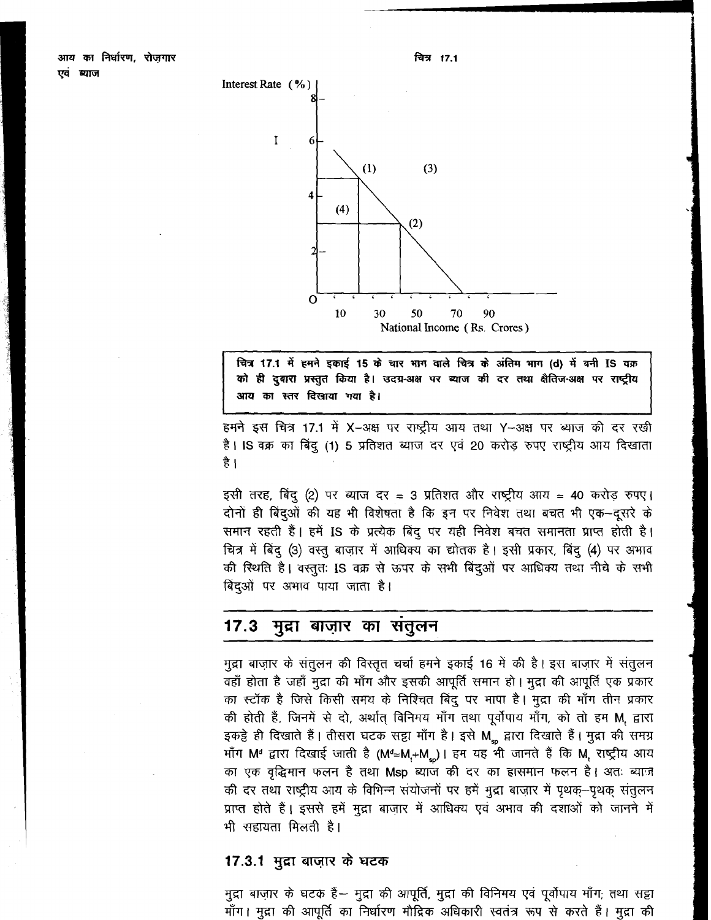चित्र 17.1

चित्र 17.1 में हमने इकाई 15 के चार भाग वाले चित्र के अंतिम भाग (d) में बनी IS वक्र को ही दुबारा प्रस्तुत किया है। उदग्र-अक्ष पर ब्याज की दर तथा क्षैतिज-अक्ष पर राष्ट्रीय आय का स्तर दिखाया गया है।

हमने इस चित्र 17.1 में X–अक्ष पर राष्ट्रीय आय तथा Y–अक्ष पर ब्याज की दर रखी है। IS वक्र का बिंदु (1) 5 प्रतिशत ब्याज दर एवं 20 करोड़ रुपए राष्ट्रीय आय दिखाता है।

इसी तरह, बिंदु (2) पर ब्याज दर = 3 प्रतिशत और राष्ट्रीय आय = 40 करोड़ रुपए। दोनों ही बिंदुओं की यह भी विशेषता है कि इन पर निवेश तथा बचत भी एक–दूसरे के समान रहती है। हमें IS के प्रत्येक बिंदु पर यही निवेश बचत समानता प्राप्त होती है। चित्र में बिंदु (3) वस्तु बाज़ार में आधिक्य का द्योतक है। इसी प्रकार, बिंदु (4) पर अभाव की स्थिति है। वस्तुतः IS वक्र से ऊपर के सभी बिंदुओं पर आधिक्य तथा नीचे के सभी बिंदुओं पर अभाव पाया जाता है।

## 17.3 मुद्रा बाज़ार का संतुलन

मुद्रा बाज़ार के संतुलन की विस्तृत चर्चा हमने इकाई 16 में की है। इस बाज़ार में संतुलन वहाँ होता है जहाँ मुद्रा की माँग और इसकी आपूर्ति समान हो। मुद्रा की आपूर्ति एक प्रकार का स्टॉक है जिसे किसी समय के निश्चित बिंदु पर मापा है। मुद्रा की माँग तीन प्रकार की होती हैं, जिनमें से दो, अर्थात् विनिमय माँग तथा पूर्वोपाय माँग, को तो हम $M_t$ द्वारा इकट्ठे ही दिखाते हैं। तीसरा घटक सट्टा माँग है। इसे $M_{sp}$ द्वारा दिखाते हैं। मुद्रा की समग्र माँग $M^d$ द्वारा दिखाई जाती है ($M^d = M_t + M_{sp}$)। हम यह भी जानते है कि $M_t$ राष्ट्रीय आय का एक वृद्धिमान फलन है तथा Msp ब्याज की दर का ह्रासमान फलन है। अतः ब्याज की दर तथा राष्ट्रीय आय के विभिन्न संयोजनों पर हमें मुद्रा बाज़ार में पृथक्–पृथक् संतुलन प्राप्त होते हैं। इससे हमें मुद्रा बाज़ार में आधिक्य एवं अभाव की दशाओं को जानने में भी सहायता मिलती है।

### 17.3.1 मुद्रा बाज़ार के घटक

मुद्रा बाज़ार के घटक हैं– मुद्रा की आपूर्ति, मुद्रा की विनिमय एवं पूर्वोपाय माँग; तथा सट्टा माँग। मुद्रा की आपूर्ति का निर्धारण मौद्रिक अधिकारी स्वतंत्र रूप से करते हैं। मुद्रा की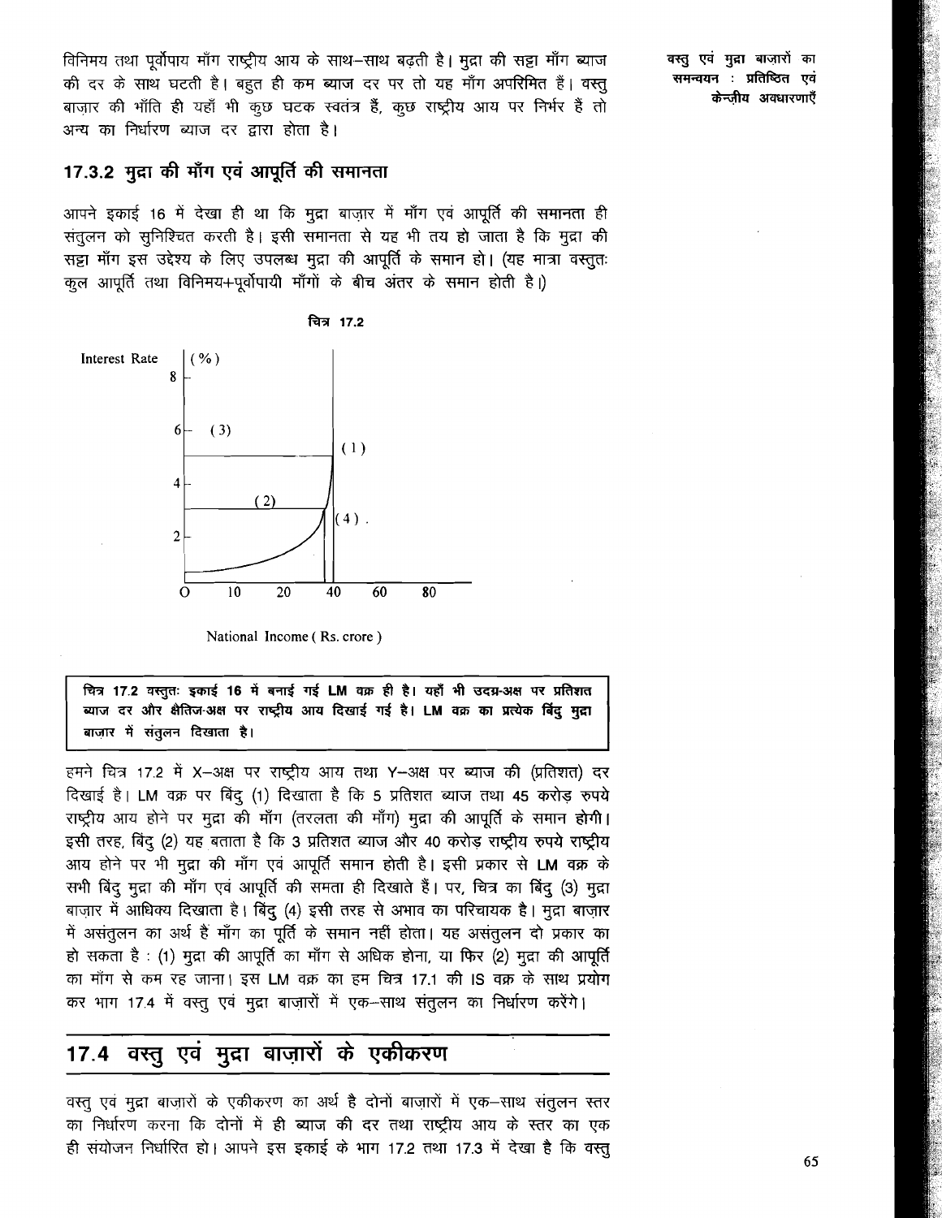विनिमय तथा पूर्वोपाय माँग राष्ट्रीय आय के साथ–साथ बढ़ती है। मुद्रा की सट्टा माँग ब्याज की दर के साथ घटती है। बहुत ही कम ब्याज दर पर तो यह माँग अपरिमित हैं। वस्तु बाज़ार की भाँति ही यहाँ भी कुछ घटक स्वतंत्र हैं, कुछ राष्ट्रीय आय पर निर्भर हैं तो अन्य का निर्धारण ब्याज दर द्वारा होता है।

### 17.3.2 मुद्रा की माँग एवं आपूर्ति की समानता

आपने इकाई 16 में देखा ही था कि मुद्रा बाज़ार में माँग एवं आपूर्ति की समानता ही संतुलन को सुनिश्चित करती है। इसी समानता से यह भी तय हो जाता है कि मुद्रा की सट्टा माँग इस उद्देश्य के लिए उपलब्ध मुद्रा की आपूर्ति के समान हो। (यह मात्रा वस्तुतः कुल आपूर्ति तथा विनिमय+पूर्वोपायी माँगों के बीच अंतर के समान होती है।)

चित्र 17.2

**चित्र 17.2 वस्तुतः इकाई 16 में बनाई गई LM वक्र ही है। यहाँ भी उदग्र-अक्ष पर प्रतिशत ब्याज दर और क्षैतिज-अक्ष पर राष्ट्रीय आय दिखाई गई है। LM वक्र का प्रत्येक बिंदु मुद्रा बाज़ार में संतुलन दिखाता है।**

हमने चित्र 17.2 में X–अक्ष पर राष्ट्रीय आय तथा Y–अक्ष पर ब्याज की (प्रतिशत) दर दिखाई है। LM वक्र पर बिंदु (1) दिखाता है कि 5 प्रतिशत ब्याज तथा 45 करोड़ रुपये राष्ट्रीय आय होने पर मुद्रा की माँग (तरलता की माँग) मुद्रा की आपूर्ति के समान होगी। इसी तरह, बिंदु (2) यह बताता है कि 3 प्रतिशत ब्याज और 40 करोड़ राष्ट्रीय रुपये राष्ट्रीय आय होने पर भी मुद्रा की माँग एवं आपूर्ति समान होती है। इसी प्रकार से LM वक्र के सभी बिंदु मुद्रा की माँग एवं आपूर्ति की समता ही दिखाते हैं। पर, चित्र का बिंदु (3) मुद्रा बाज़ार में आधिक्य दिखाता है। बिंदु (4) इसी तरह से अभाव का परिचायक है। मुद्रा बाज़ार में असंतुलन का अर्थ है माँग का पूर्ति के समान नहीं होता। यह असंतुलन दो प्रकार का हो सकता है : (1) मुद्रा की आपूर्ति का माँग से अधिक होना, या फिर (2) मुद्रा की आपूर्ति का माँग से कम रह जाना। इस LM वक्र का हम चित्र 17.1 की IS वक्र के साथ प्रयोग कर भाग 17.4 में वस्तु एवं मुद्रा बाज़ारों में एक–साथ संतुलन का निर्धारण करेंगे।

## 17.4 वस्तु एवं मुद्रा बाज़ारों के एकीकरण

वस्तु एवं मुद्रा बाज़ारों के एकीकरण का अर्थ है दोनों बाज़ारों में एक–साथ संतुलन स्तर का निर्धारण करना कि दोनों में ही ब्याज की दर तथा राष्ट्रीय आय के स्तर का एक ही संयोजन निर्धारित हो। आपने इस इकाई के भाग 17.2 तथा 17.3 में देखा है कि वस्तु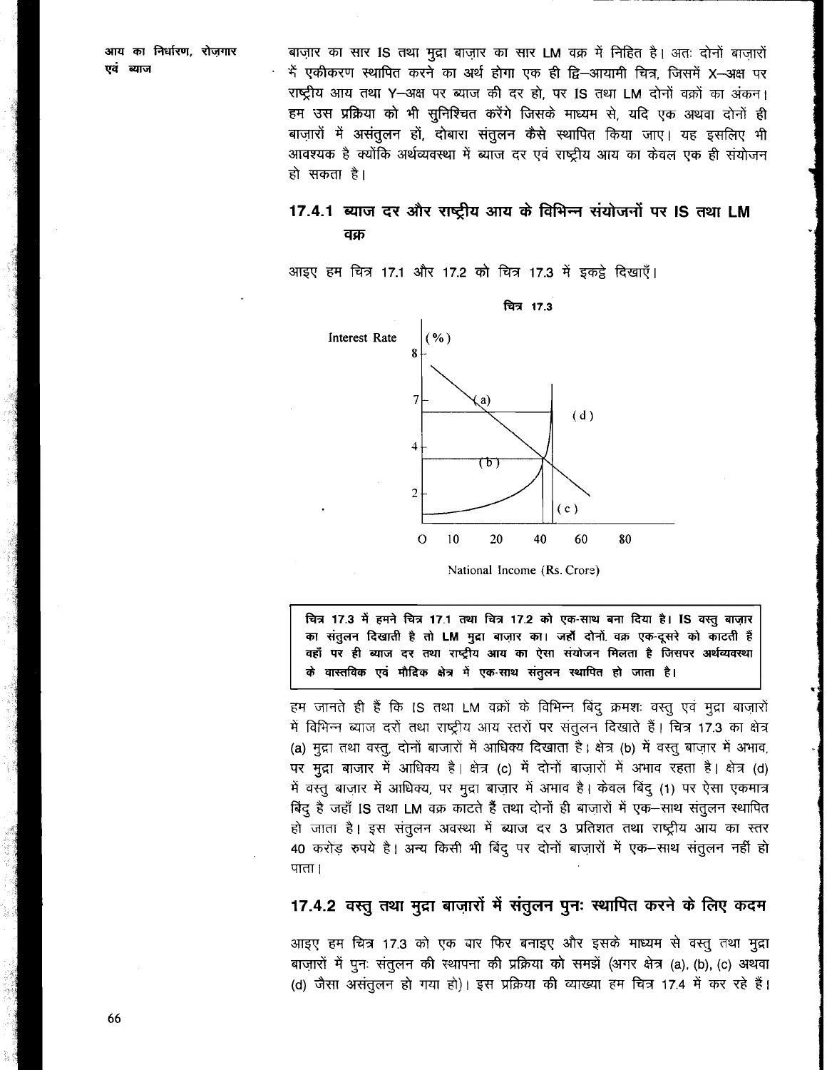बाज़ार का सार IS तथा मुद्रा बाज़ार का सार LM वक्र में निहित है। अतः दोनों बाज़ारों में एकीकरण स्थापित करने का अर्थ होगा एक ही द्वि–आयामी चित्र, जिसमें X–अक्ष पर राष्ट्रीय आय तथा Y–अक्ष पर ब्याज की दर हो, पर IS तथा LM दोनों वक्रों का अंकन। हम उस प्रक्रिया को भी सुनिश्चित करेंगे जिसके माध्यम से, यदि एक अथवा दोनों ही बाज़ारों में असंतुलन हों, दोबारा संतुलन कैसे स्थापित किया जाए। यह इसलिए भी आवश्यक है क्योंकि अर्थव्यवस्था में ब्याज दर एवं राष्ट्रीय आय का केवल एक ही संयोजन हो सकता है।

### 17.4.1 ब्याज दर और राष्ट्रीय आय के विभिन्न संयोजनों पर IS तथा LM वक्र

आइए हम चित्र 17.1 और 17.2 को चित्र 17.3 में इकट्ठे दिखाएँ।

चित्र 17.3

**चित्र 17.3 में हमने चित्र 17.1 तथा चित्र 17.2 को एक-साथ बना दिया है। IS वस्तु बाज़ार का संतुलन दिखाती है तो LM मुद्रा बाज़ार का। जहाँ दोनों वक्र एक-दूसरे को काटती हैं वहाँ पर ही ब्याज दर तथा राष्ट्रीय आय का ऐसा संयोजन मिलता है जिसपर अर्थव्यवस्था के वास्तविक एवं मौद्रिक क्षेत्र में एक-साथ संतुलन स्थापित हो जाता है।**

हम जानते ही हैं कि IS तथा LM वक्रों के विभिन्न बिंदु क्रमशः वस्तु एवं मुद्रा बाज़ारों में विभिन्न ब्याज दरों तथा राष्ट्रीय आय स्तरों पर संतुलन दिखाते हैं। चित्र 17.3 का क्षेत्र (a) मुद्रा तथा वस्तु, दोनों बाजारों में आधिक्य दिखाता है। क्षेत्र (b) में वस्तु बाज़ार में अभाव, पर मुद्रा बाजार में आधिक्य है। क्षेत्र (c) में दोनों बाज़ारों में अभाव रहता है। क्षेत्र (d) में वस्तु बाज़ार में आधिक्य, पर मुद्रा बाज़ार में अभाव है। केवल बिंदु (1) पर ऐसा एकमात्र बिंदु है जहाँ IS तथा LM वक्र काटते हैं तथा दोनों ही बाज़ारों में एक–साथ संतुलन स्थापित हो जाता है। इस संतुलन अवस्था में ब्याज दर 3 प्रतिशत तथा राष्ट्रीय आय का स्तर 40 करोड़ रुपये है। अन्य किसी भी बिंदु पर दोनों बाज़ारों में एक–साथ संतुलन नहीं हो पाता।

### 17.4.2 वस्तु तथा मुद्रा बाज़ारों में संतुलन पुनः स्थापित करने के लिए कदम

आइए हम चित्र 17.3 को एक बार फिर बनाइए और इसके माध्यम से वस्तु तथा मुद्रा बाज़ारों में पुनः संतुलन की स्थापना की प्रक्रिया को समझें (अगर क्षेत्र (a), (b), (c) अथवा (d) जैसा असंतुलन हो गया हो)। इस प्रक्रिया की व्याख्या हम चित्र 17.4 में कर रहे हैं।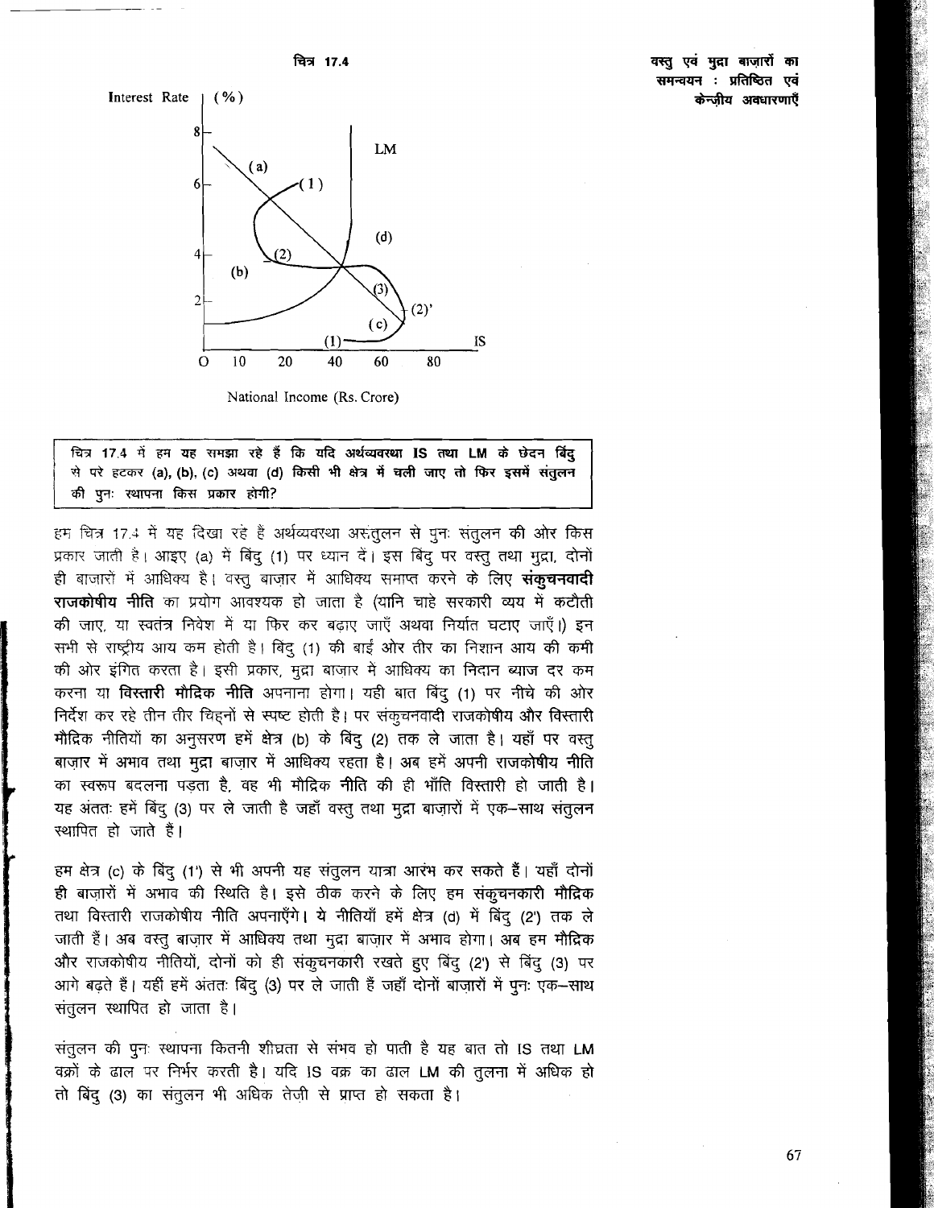चित्र 17.4

चित्र 17.4 में हम यह समझा रहे हैं कि यदि अर्थव्यवस्था IS तथा LM के छेदन बिंदु से परे हटकर (a), (b), (c) अथवा (d) किसी भी क्षेत्र में चली जाए तो फिर इसमें संतुलन की पुनः स्थापना किस प्रकार होगी?

हम चित्र 17.4 में यह दिखा रहे हैं अर्थव्यवस्था असंतुलन से पुनः संतुलन की ओर किस प्रकार जाती है। आइए (a) में बिंदु (1) पर ध्यान दें। इस बिंदु पर वस्तु तथा मुद्रा, दोनों ही बाज़ारों में आधिक्य है। वस्तु बाज़ार में आधिक्य समाप्त करने के लिए **संकुचनवादी राजकोषीय नीति** का प्रयोग आवश्यक हो जाता है (यानि चाहे सरकारी व्यय में कटौती की जाए, या स्वतंत्र निवेश में या फिर कर बढ़ाए जाएँ अथवा निर्यात घटाए जाएँ।) इन सभी से राष्ट्रीय आय कम होती है। बिंदु (1) की बाईं ओर तीर का निशान आय की कमी की ओर इंगित करता है। इसी प्रकार, मुद्रा बाज़ार में आधिक्य का निदान ब्याज दर कम करना या **विस्तारी मौद्रिक नीति** अपनाना होगा। यही बात बिंदु (1) पर नीचे की ओर निर्देश कर रहे तीन तीर चिह्नों से स्पष्ट होती है। पर संकुचनवादी राजकोषीय और विस्तारी मौद्रिक नीतियों का अनुसरण हमें क्षेत्र (b) के बिंदु (2) तक ले जाता है। यहाँ पर वस्तु बाज़ार में अभाव तथा मुद्रा बाज़ार में आधिक्य रहता है। अब हमें अपनी राजकोषीय नीति का स्वरूप बदलना पड़ता है, वह भी मौद्रिक नीति की ही भाँति विस्तारी हो जाती है। यह अंततः हमें बिंदु (3) पर ले जाती है जहाँ वस्तु तथा मुद्रा बाज़ारों में एक–साथ संतुलन स्थापित हो जाते हैं।

हम क्षेत्र (c) के बिंदु (1') से भी अपनी यह संतुलन यात्रा आरंभ कर सकते हैं। यहाँ दोनों ही बाज़ारों में अभाव की स्थिति है। इसे ठीक करने के लिए हम संकुचनकारी मौद्रिक तथा विस्तारी राजकोषीय नीति अपनाएँगे। ये नीतियाँ हमें क्षेत्र (d) में बिंदु (2') तक ले जाती हैं। अब वस्तु बाज़ार में आधिक्य तथा मुद्रा बाज़ार में अभाव होगा। अब हम मौद्रिक और राजकोषीय नीतियों, दोनों को ही संकुचनकारी रखते हुए बिंदु (2') से बिंदु (3) पर आगे बढ़ते हैं। यहीं हमें अंततः बिंदु (3) पर ले जाती हैं जहाँ दोनों बाज़ारों में पुनः एक–साथ संतुलन स्थापित हो जाता है।

संतुलन की पुनः स्थापना कितनी शीघ्रता से संभव हो पाती है यह बात तो IS तथा LM वक्रों के ढाल पर निर्भर करती है। यदि IS वक्र का ढाल LM की तुलना में अधिक हो तो बिंदु (3) का संतुलन भी अधिक तेज़ी से प्राप्त हो सकता है।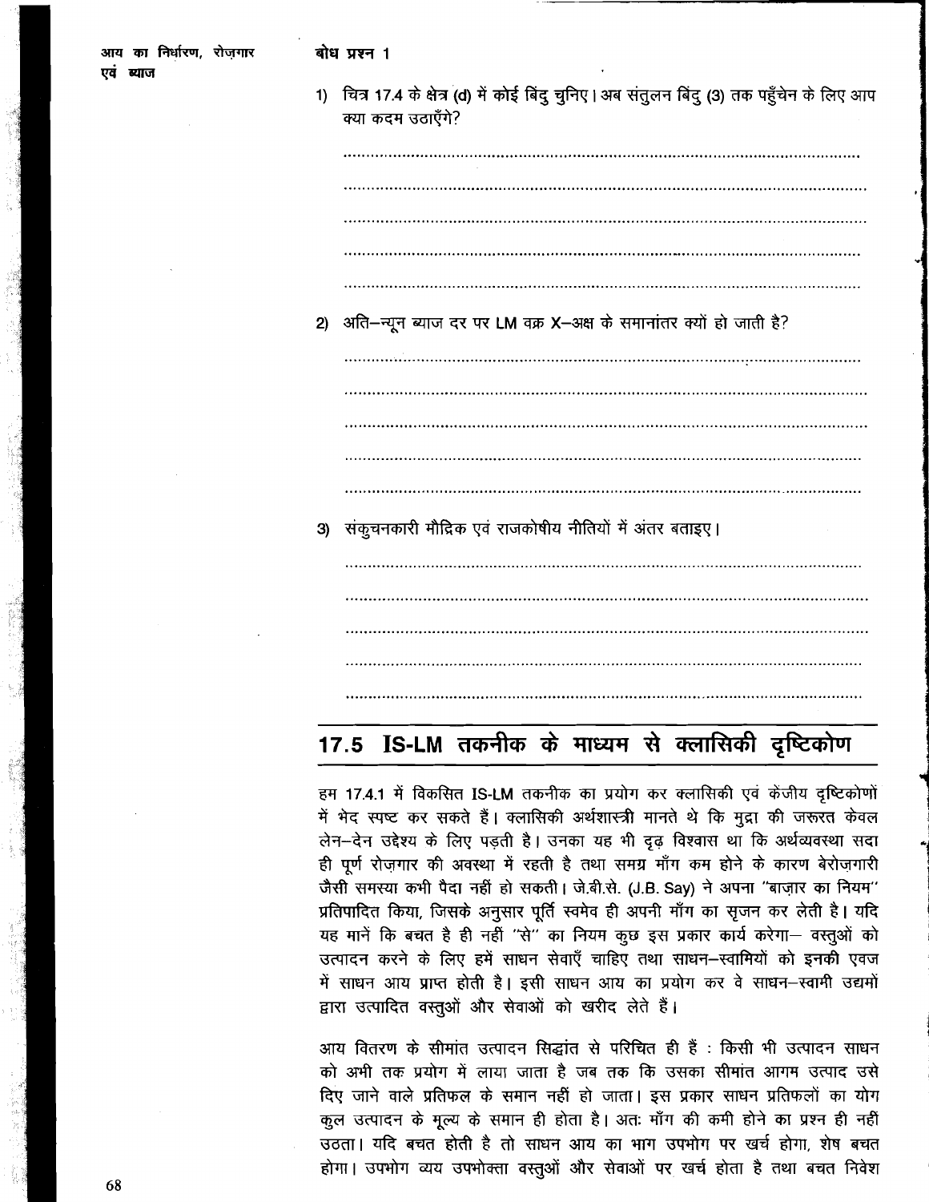**बोध प्रश्न 1**

1) चित्र 17.4 के क्षेत्र (d) में कोई बिंदु चुनिए। अब संतुलन बिंदु (3) तक पहुँचेन के लिए आप क्या कदम उठाएँगे?

..................................................................................................................

..................................................................................................................

..................................................................................................................

..................................................................................................................

..................................................................................................................

2) अति–न्यून ब्याज दर पर LM वक्र X–अक्ष के समानांतर क्यों हो जाती है?

..................................................................................................................

..................................................................................................................

..................................................................................................................

..................................................................................................................

..................................................................................................................

3) संकुचनकारी मौद्रिक एवं राजकोषीय नीतियों में अंतर बताइए।

..................................................................................................................

..................................................................................................................

..................................................................................................................

..................................................................................................................

..................................................................................................................

## 17.5 IS-LM तकनीक के माध्यम से क्लासिकी दृष्टिकोण

हम 17.4.1 में विकसित IS-LM तकनीक का प्रयोग कर क्लासिकी एवं केंजीय दृष्टिकोणों में भेद स्पष्ट कर सकते हैं। क्लासिकी अर्थशास्त्री मानते थे कि मुद्रा की जरूरत केवल लेन–देन उद्देश्य के लिए पड़ती है। उनका यह भी दृढ़ विश्वास था कि अर्थव्यवस्था सदा ही पूर्ण रोज़गार की अवस्था में रहती है तथा समग्र माँग कम होने के कारण बेरोज़गारी जैसी समस्या कभी पैदा नहीं हो सकती। जे.बी.से. (J.B. Say) ने अपना "बाज़ार का नियम" प्रतिपादित किया, जिसके अनुसार पूर्ति स्वमेव ही अपनी माँग का सृजन कर लेती है। यदि यह मानें कि बचत है ही नहीं "से" का नियम कुछ इस प्रकार कार्य करेगा– वस्तुओं को उत्पादन करने के लिए हमें साधन सेवाएँ चाहिए तथा साधन–स्वामियों को इनकी एवज में साधन आय प्राप्त होती है। इसी साधन आय का प्रयोग कर वे साधन–स्वामी उद्यमों द्वारा उत्पादित वस्तुओं और सेवाओं को खरीद लेते हैं।

आय वितरण के सीमांत उत्पादन सिद्धांत से परिचित ही हैं : किसी भी उत्पादन साधन को अभी तक प्रयोग में लाया जाता है जब तक कि उसका सीमांत आगम उत्पाद उसे दिए जाने वाले प्रतिफल के समान नहीं हो जाता। इस प्रकार साधन प्रतिफलों का योग कुल उत्पादन के मूल्य के समान ही होता है। अतः माँग की कमी होने का प्रश्न ही नहीं उठता। यदि बचत होती है तो साधन आय का भाग उपभोग पर खर्च होगा, शेष बचत होगा। उपभोग व्यय उपभोक्ता वस्तुओं और सेवाओं पर खर्च होता है तथा बचत निवेश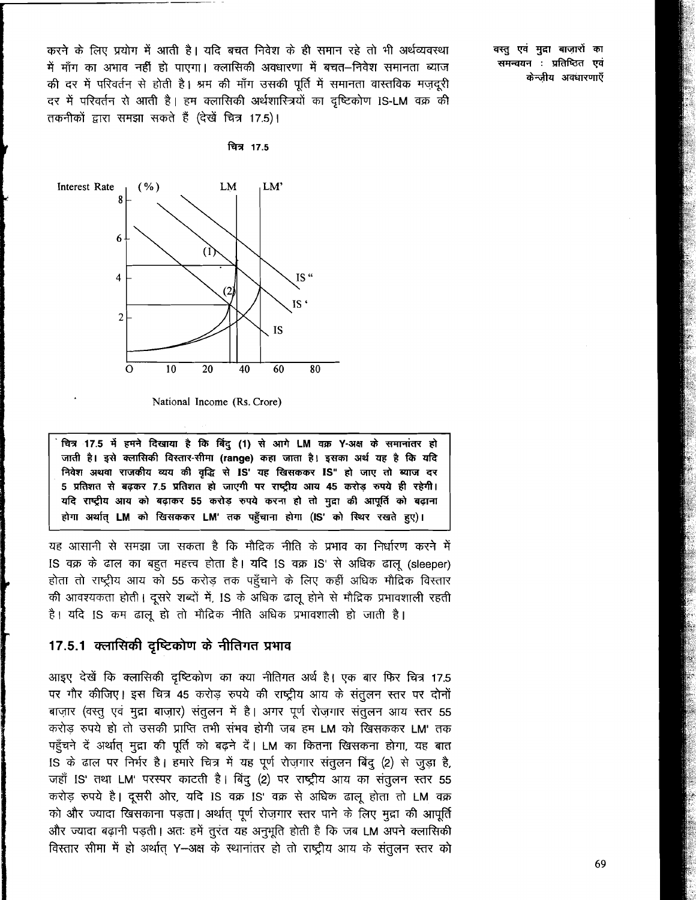करने के लिए प्रयोग में आती है। यदि बचत निवेश के ही समान रहे तो भी अर्थव्यवस्था में माँग का अभाव नहीं हो पाएगा। क्लासिकी अवधारणा में बचत–निवेश समानता ब्याज की दर में परिवर्तन से होती है। श्रम की माँग उसकी पूर्ति में समानता वास्तविक मज़दूरी दर में परिवर्तन से आती है। हम क्लासिकी अर्थशास्त्रियों का दृष्टिकोण IS-LM वक्र की तकनीकों द्वारा समझा सकते हैं (देखें चित्र 17.5)।

चित्र 17.5

**चित्र 17.5 में हमने दिखाया है कि बिंदु (1) से आगे LM वक्र Y-अक्ष के समानांतर हो जाती है। इसे क्लासिकी विस्तार-सीमा (range) कहा जाता है। इसका अर्थ यह है कि यदि निवेश अथवा राजकीय व्यय की वृद्धि से IS' यह खिसककर IS" हो जाए तो ब्याज दर 5 प्रतिशत से बढ़कर 7.5 प्रतिशत हो जाएगी पर राष्ट्रीय आय 45 करोड़ रुपये ही रहेगी। यदि राष्ट्रीय आय को बढ़ाकर 55 करोड़ रुपये करना हो तो मुद्रा की आपूर्ति को बढ़ाना होगा अर्थात् LM को खिसककर LM' तक पहुँचाना होगा (IS' को स्थिर रखते हुए)।**

यह आसानी से समझा जा सकता है कि मौद्रिक नीति के प्रभाव का निर्धारण करने में IS वक्र के ढाल का बहुत महत्त्व होता है। यदि IS वक्र IS' से अधिक ढालू (sleeper) होता तो राष्ट्रीय आय को 55 करोड़ तक पहुँचाने के लिए कहीं अधिक मौद्रिक विस्तार की आवश्यकता होती। दूसरे शब्दों में, IS के अधिक ढालू होने से मौद्रिक प्रभावशाली रहती है। यदि IS कम ढालू हो तो मौद्रिक नीति अधिक प्रभावशाली हो जाती है।

## 17.5.1 क्लासिकी दृष्टिकोण के नीतिगत प्रभाव

आइए देखें कि क्लासिकी दृष्टिकोण का क्या नीतिगत अर्थ है। एक बार फिर चित्र 17.5 पर गौर कीजिए। इस चित्र 45 करोड़ रुपये की राष्ट्रीय आय के संतुलन स्तर पर दोनों बाज़ार (वस्तु एवं मुद्रा बाज़ार) संतुलन में है। अगर पूर्ण रोज़गार संतुलन आय स्तर 55 करोड़ रुपये हो तो उसकी प्राप्ति तभी संभव होगी जब हम LM को खिसककर LM' तक पहुँचने दें अर्थात् मुद्रा की पूर्ति को बढ़ने दें। LM का कितना खिसकना होगा, यह बात IS के ढाल पर निर्भर है। हमारे चित्र में यह पूर्ण रोज़गार संतुलन बिंदु (2) से जुड़ा है, जहाँ IS' तथा LM' परस्पर काटती है। बिंदु (2) पर राष्ट्रीय आय का संतुलन स्तर 55 करोड़ रुपये है। दूसरी ओर, यदि IS वक्र IS' वक्र से अधिक ढालू होता तो LM वक्र को और ज्यादा खिसकाना पड़ता। अर्थात् पूर्ण रोज़गार स्तर पाने के लिए मुद्रा की आपूर्ति और ज्यादा बढ़ानी पड़ती। अतः हमें तुरंत यह अनुभूति होती है कि जब LM अपने क्लासिकी विस्तार सीमा में हो अर्थात् Y–अक्ष के स्थानांतर हो तो राष्ट्रीय आय के संतुलन स्तर को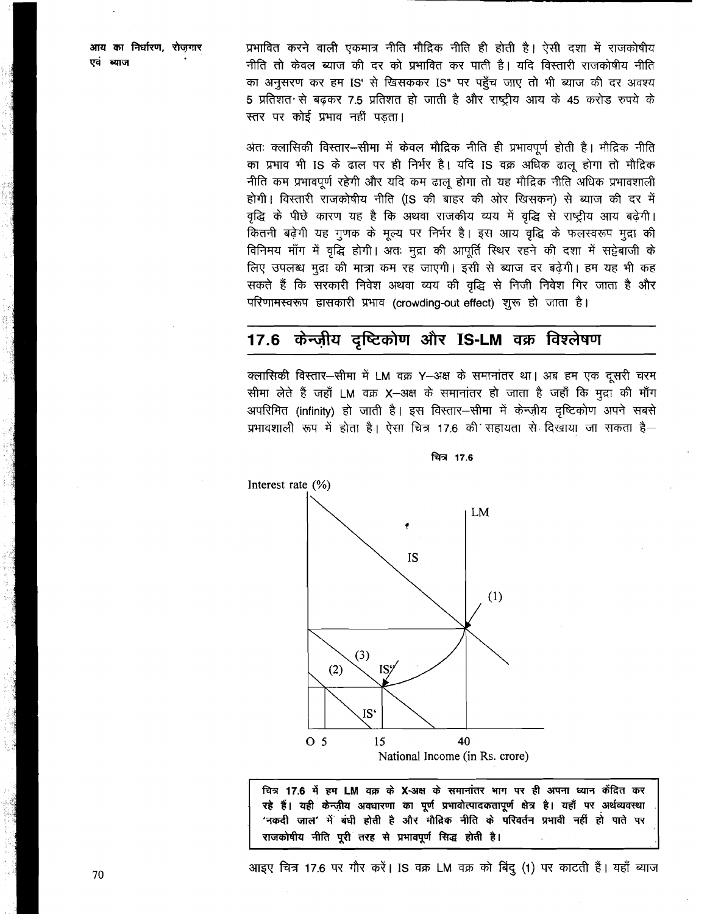प्रभावित करने वाली एकमात्र नीति मौद्रिक नीति ही होती है। ऐसी दशा में राजकोषीय नीति तो केवल ब्याज की दर को प्रभावित कर पाती है। यदि विस्तारी राजकोषीय नीति का अनुसरण कर हम IS' से खिसककर IS" पर पहुँच जाए तो भी ब्याज की दर अवश्य 5 प्रतिशत से बढ़कर 7.5 प्रतिशत हो जाती है और राष्ट्रीय आय के 45 करोड़ रुपये के स्तर पर कोई प्रभाव नहीं पड़ता।

अतः क्लासिकी विस्तार–सीमा में केवल मौद्रिक नीति ही प्रभावपूर्ण होती है। मौद्रिक नीति का प्रभाव भी IS के ढाल पर ही निर्भर है। यदि IS वक्र अधिक ढालू होगा तो मौद्रिक नीति कम प्रभावपूर्ण रहेगी और यदि कम ढालू होगा तो यह मौद्रिक नीति अधिक प्रभावशाली होगी। विस्तारी राजकोषीय नीति (IS की बाहर की ओर खिसकन) से ब्याज की दर में वृद्धि के पीछे कारण यह है कि अथवा राजकीय व्यय में वृद्धि से राष्ट्रीय आय बढ़ेगी। कितनी बढ़ेगी यह गुणक के मूल्य पर निर्भर है। इस आय वृद्धि के फलस्वरूप मुद्रा की विनिमय माँग में वृद्धि होगी। अतः मुद्रा की आपूर्ति स्थिर रहने की दशा में सट्टेबाजी के लिए उपलब्ध मुद्रा की मात्रा कम रह जाएगी। इसी से ब्याज दर बढ़ेगी। हम यह भी कह सकते हैं कि सरकारी निवेश अथवा व्यय की वृद्धि से निजी निवेश गिर जाता है और परिणामस्वरूप ह्रासकारी प्रभाव (crowding-out effect) शुरू हो जाता है।

## 17.6 केन्ज़ीय दृष्टिकोण और IS-LM वक्र विश्लेषण

क्लासिकी विस्तार–सीमा में LM वक्र Y–अक्ष के समानांतर था। अब हम एक दूसरी चरम सीमा लेते हैं जहाँ LM वक्र X–अक्ष के समानांतर हो जाता है जहाँ कि मुद्रा की माँग अपरिमित (infinity) हो जाती है। इस विस्तार–सीमा में केन्ज़ीय दृष्टिकोण अपने सबसे प्रभावशाली रूप में होता है। ऐसा चित्र 17.6 की सहायता से दिखाया जा सकता है–

चित्र 17.6

Interest rate (%) — LM, IS, IS', IS', (1), (2), (3) — O 5, 15, 40 — National Income (in Rs. crore)

**चित्र 17.6 में हम LM वक्र के X-अक्ष के समानांतर भाग पर ही अपना ध्यान केंद्रित कर रहे हैं। यही केन्ज़ीय अवधारणा का पूर्ण प्रभावोत्पादकतापूर्ण क्षेत्र है। यहाँ पर अर्थव्यवस्था 'नकदी जाल' में बंधी होती है और मौद्रिक नीति के परिवर्तन प्रभावी नहीं हो पाते पर राजकोषीय नीति पूरी तरह से प्रभावपूर्ण सिद्ध होती है।**

आइए चित्र 17.6 पर गौर करें। IS वक्र LM वक्र को बिंदु (1) पर काटती हैं। यहाँ ब्याज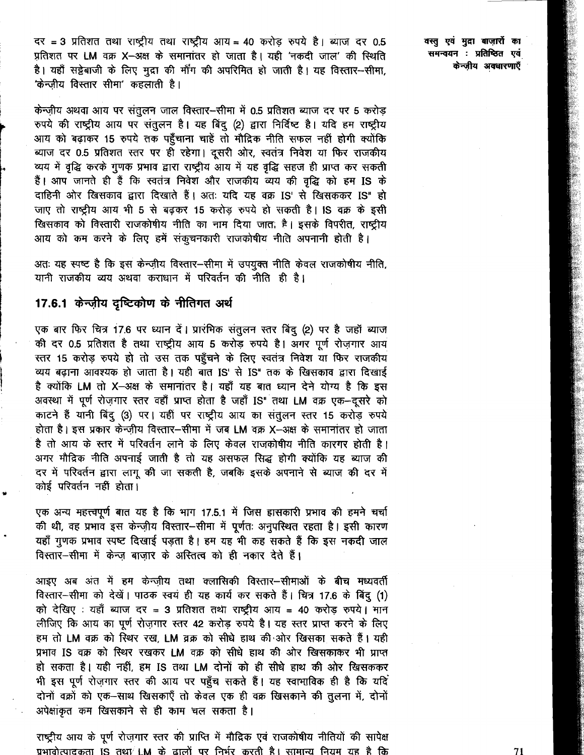दर = 3 प्रतिशत तथा राष्ट्रीय तथा राष्ट्रीय आय = 40 करोड़ रुपये है। ब्याज दर 0.5 प्रतिशत पर LM वक्र X–अक्ष के समानांतर हो जाता है। यही 'नकदी जाल' की स्थिति है। यहाँ सट्टेबाजी के लिए मुद्रा की माँग की अपरिमित हो जाती है। यह विस्तार–सीमा, 'केन्ज़ीय विस्तार सीमा' कहलाती है।

केन्ज़ीय अथवा आय पर संतुलन जाल विस्तार–सीमा में 0.5 प्रतिशत ब्याज दर पर 5 करोड़ रुपये की राष्ट्रीय आय पर संतुलन है। यह बिंदु (2) द्वारा निर्दिष्ट है। यदि हम राष्ट्रीय आय को बढ़ाकर 15 रुपये तक पहुँचाना चाहें तो मौद्रिक नीति सफल नहीं होगी क्योंकि ब्याज दर 0.5 प्रतिशत स्तर पर ही रहेगा। दूसरी ओर, स्वतंत्र निवेश या फिर राजकीय व्यय में वृद्धि करके गुणक प्रभाव द्वारा राष्ट्रीय आय में यह वृद्धि सहज ही प्राप्त कर सकती हैं। आप जानते ही हैं कि स्वतंत्र निवेश और राजकीय व्यय की वृद्धि को हम IS के दाहिनी ओर खिसकाव द्वारा दिखाते हैं। अतः यदि यह वक्र IS' से खिसककर IS" हो जाए तो राष्ट्रीय आय भी 5 से बढ़कर 15 करोड़ रुपये हो सकती है। IS वक्र के इसी खिसकाव को विस्तारी राजकोषीय नीति का नाम दिया जाता है। इसके विपरीत, राष्ट्रीय आय को कम करने के लिए हमें संकुचनकारी राजकोषीय नीते अपनानी होती है।

अतः यह स्पष्ट है कि इस केन्ज़ीय विस्तार–सीमा में उपयुक्त नीति केवल राजकोषीय नीति, यानी राजकीय व्यय अथवा कराधान में परिवर्तन की नीति ही है।

### 17.6.1 केन्ज़ीय दृष्टिकोण के नीतिगत अर्थ

एक बार फिर चित्र 17.6 पर ध्यान दें। प्रारंभिक संतुलन स्तर बिंदु (2) पर है जहाँ ब्याज की दर 0.5 प्रतिशत है तथा राष्ट्रीय आय 5 करोड़ रुपये है। अगर पूर्ण रोज़गार आय स्तर 15 करोड़ रुपये हो तो उस तक पहुँचने के लिए स्वतंत्र निवेश या फिर राजकीय व्यय बढ़ाना आवश्यक हो जाता है। यही बात IS' से IS" तक के खिसकाव द्वारा दिखाई है क्योंकि LM तो X–अक्ष के समानांतर है। यहाँ यह बात ध्यान देने योग्य है कि इस अवस्था में पूर्ण रोज़गार स्तर वहाँ प्राप्त होता है जहाँ IS" तथा LM वक्र एक–दूसरे को काटने हैं यानी बिंदु (3) पर। यहीं पर राष्ट्रीय आय का संतुलन स्तर 15 करोड़ रुपये होता है। इस प्रकार केन्ज़ीय विस्तार–सीमा में जब LM वक्र X–अक्ष के समानांतर हो जाता है तो आय के स्तर में परिवर्तन लाने के लिए केवल राजकोषीय नीति कारगर होती है। अगर मौद्रिक नीति अपनाई जाती है तो यह असफल सिद्ध होगी क्योंकि यह ब्याज की दर में परिवर्तन द्वारा लागू की जा सकती है, जबकि इसके अपनाने से ब्याज की दर में कोई परिवर्तन नहीं होता।

एक अन्य महत्त्वपूर्ण बात यह है कि भाग 17.5.1 में जिस ह्रासकारी प्रभाव की हमने चर्चा की थी, वह प्रभाव इस केन्ज़ीय विस्तार–सीमा में पूर्णतः अनुपस्थित रहता है। इसी कारण यहाँ गुणक प्रभाव स्पष्ट दिखाई पड़ता है। हम यह भी कह सकते हैं कि इस नकदी जाल विस्तार–सीमा में केन्ज़ बाज़ार के अस्तित्व को ही नकार देते हैं।

आइए अब अंत में हम केन्ज़ीय तथा क्लासिकी विस्तार–सीमाओं के बीच मध्यवर्ती विस्तार–सीमा को देखें। पाठक स्वयं ही यह कार्य कर सकते हैं। चित्र 17.6 के बिंदु (1) को देखिए : यहाँ ब्याज दर = 3 प्रतिशत तथा राष्ट्रीय आय = 40 करोड़ रुपये। मान लीजिए कि आय का पूर्ण रोज़गार स्तर 42 करोड़ रुपये है। यह स्तर प्राप्त करने के लिए हम तो LM वक्र को स्थिर रख, LM व्रक्र को सीधे हाथ की ओर खिसका सकते हैं। यही प्रभाव IS वक्र को स्थिर रखकर LM वक्र को सीधे हाथ की ओर खिसकाकर भी प्राप्त हो सकता है। यही नहीं, हम IS तथा LM दोनों को ही सीधे हाथ की ओर खिसककर भी इस पूर्ण रोज़गार स्तर की आय पर पहुँच सकते हैं। यह स्वाभाविक ही है कि यदि दोनों वक्रों को एक–साथ खिसकाएँ तो केवल एक ही वक्र खिसकाने की तुलना में, दोनों अपेक्षाकृत कम खिसकाने से ही काम चल सकता है।

राष्ट्रीय आय के पूर्ण रोज़गार स्तर की प्राप्ति में मौद्रिक एवं राजकोषीय नीतियों की सापेक्ष प्रभावोत्पादकता IS तथा LM के ढालों पर निर्भर करती है। सामान्य नियम यह है कि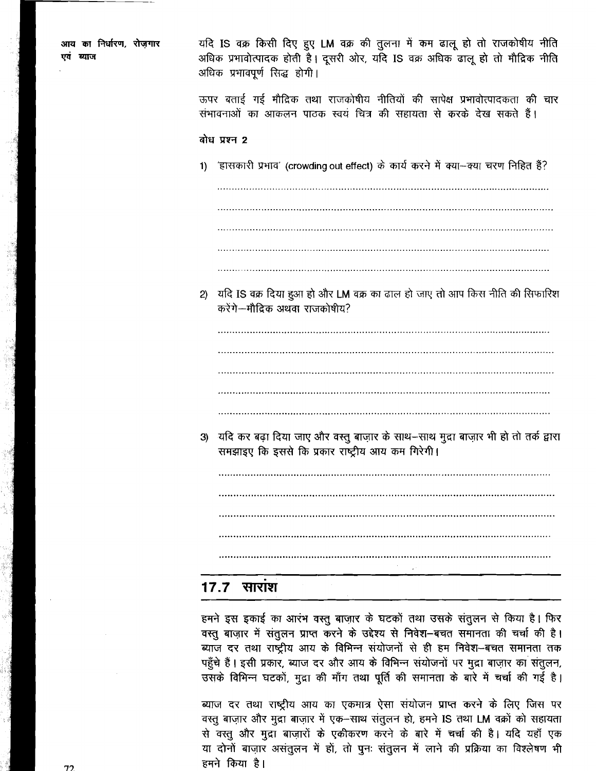यदि IS वक्र किसी दिए हुए LM वक्र की तुलना में कम ढालू हो तो राजकोषीय नीति अधिक प्रभावोत्पादक होती है। दूसरी ओर, यदि IS वक्र अधिक ढालू हो तो मौद्रिक नीति अधिक प्रभावपूर्ण सिद्ध होगी।

ऊपर बताई गई मौद्रिक तथा राजकोषीय नीतियों की सापेक्ष प्रभावोत्पादकता की चार संभावनाओं का आकलन पाठक स्वयं चित्र की सहायता से करके देख सकते हैं।

**बोध प्रश्न 2**

1) 'ह्रासकारी प्रभाव' (crowding out effect) के कार्य करने में क्या–क्या चरण निहित हैं?

..............................................................................................................

..............................................................................................................

..............................................................................................................

..............................................................................................................

..............................................................................................................

2) यदि IS वक्र दिया हुआ हो और LM वक्र का ढाल हो जाए तो आप किस नीति की सिफारिश करेंगे–मौद्रिक अथवा राजकोषीय?

..............................................................................................................

..............................................................................................................

..............................................................................................................

..............................................................................................................

..............................................................................................................

3) यदि कर बढ़ा दिया जाए और वस्तु बाज़ार के साथ–साथ मुद्रा बाज़ार भी हो तो तर्क द्वारा समझाइए कि इससे कि प्रकार राष्ट्रीय आय कम गिरेगी।

..............................................................................................................

..............................................................................................................

..............................................................................................................

..............................................................................................................

..............................................................................................................

## 17.7 सारांश

हमने इस इकाई का आरंभ वस्तु बाज़ार के घटकों तथा उसके संतुलन से किया है। फिर वस्तु बाज़ार में संतुलन प्राप्त करने के उद्देश्य से निवेश–बचत समानता की चर्चा की है। ब्याज दर तथा राष्ट्रीय आय के विभिन्न संयोजनों से ही हम निवेश–बचत समानता तक पहुँचे हैं। इसी प्रकार, ब्याज दर और आय के विभिन्न संयोजनों पर मुद्रा बाज़ार का संतुलन, उसके विभिन्न घटकों, मुद्रा की माँग तथा पूर्ति की समानता के बारे में चर्चा की गई है।

ब्याज दर तथा राष्ट्रीय आय का एकमात्र ऐसा संयोजन प्राप्त करने के लिए जिस पर वस्तु बाज़ार और मुद्रा बाज़ार में एक–साथ संतुलन हो, हमने IS तथा LM वक्रों को सहायता से वस्तु और मुद्रा बाज़ारों के एकीकरण करने के बारे में चर्चा की है। यदि यहाँ एक या दोनों बाज़ार असंतुलन में हों, तो पुनः संतुलन में लाने की प्रक्रिया का विश्लेषण भी हमने किया है।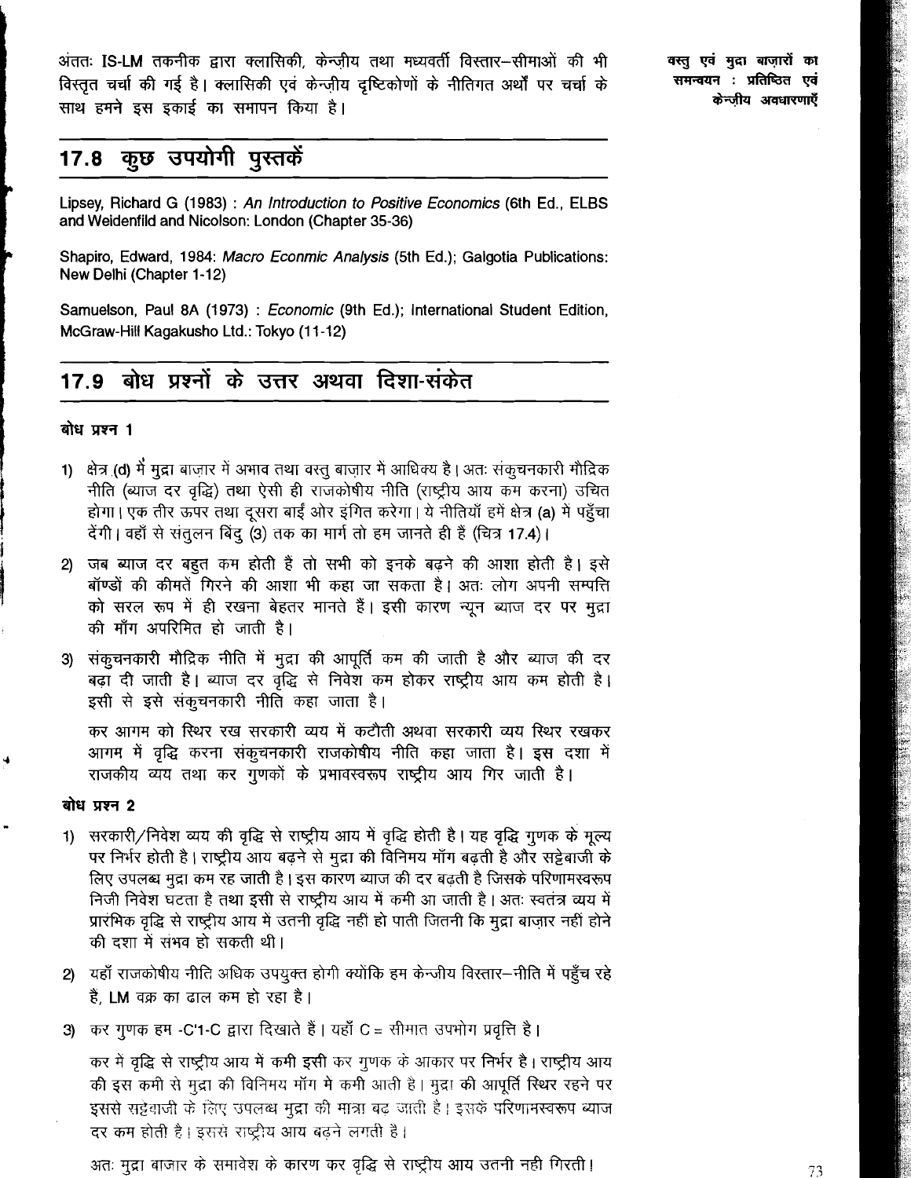अंततः IS-LM तकनीक द्वारा क्लासिकी, केन्ज़ीय तथा मध्यवर्ती विस्तार–सीमाओं की भी विस्तृत चर्चा की गई है। क्लासिकी एवं केन्ज़ीय दृष्टिकोणों के नीतिगत अर्थों पर चर्चा के साथ हमने इस इकाई का समापन किया है।

## 17.8 कुछ उपयोगी पुस्तकें

Lipsey, Richard G (1983) : *An Introduction to Positive Economics* (6th Ed., ELBS and Weidenfild and Nicolson: London (Chapter 35-36)

Shapiro, Edward, 1984: *Macro Econmic Analysis* (5th Ed.); Galgotia Publications: New Delhi (Chapter 1-12)

Samuelson, Paul 8A (1973) : *Economic* (9th Ed.); International Student Edition, McGraw-Hill Kagakusho Ltd.: Tokyo (11-12)

## 17.9 बोध प्रश्नों के उत्तर अथवा दिशा-संकेत

**बोध प्रश्न 1**

1) क्षेत्र (d) में मुद्रा बाज़ार में अभाव तथा वस्तु बाज़ार में आधिक्य है। अतः संकुचनकारी मौद्रिक नीति (ब्याज दर वृद्धि) तथा ऐसी ही राजकोषीय नीति (राष्ट्रीय आय कम करना) उचित होगा। एक तीर ऊपर तथा दूसरा बाईं ओर इंगित करेगा। ये नीतियाँ हमें क्षेत्र (a) में पहुँचा देंगी। वहाँ से संतुलन बिंदु (3) तक का मार्ग तो हम जानते ही हैं (चित्र 17.4)।

2) जब ब्याज दर बहुत कम होती हैं तो सभी को इनके बढ़ने की आशा होती है। इसे बॉण्डों की कीमतें गिरने की आशा भी कहा जा सकता है। अतः लोग अपनी सम्पत्ति को सरल रूप में ही रखना बेहतर मानते हैं। इसी कारण न्यून ब्याज दर पर मुद्रा की माँग अपरिमित हो जाती है।

3) संकुचनकारी मौद्रिक नीति में मुद्रा की आपूर्ति कम की जाती है और ब्याज की दर बढ़ा दी जाती है। ब्याज दर वृद्धि से निवेश कम होकर राष्ट्रीय आय कम होती है। इसी से इसे संकुचनकारी नीति कहा जाता है।

   कर आगम को स्थिर रख सरकारी व्यय में कटौती अथवा सरकारी व्यय स्थिर रखकर आगम में वृद्धि करना संकुचनकारी राजकोषीय नीति कहा जाता है। इस दशा में राजकीय व्यय तथा कर गुणकों के प्रभावस्वरूप राष्ट्रीय आय गिर जाती है।

**बोध प्रश्न 2**

1) सरकारी/निवेश व्यय की वृद्धि से राष्ट्रीय आय में वृद्धि होती है। यह वृद्धि गुणक के मूल्य पर निर्भर होती है। राष्ट्रीय आय बढ़ने से मुद्रा की विनिमय माँग बढ़ती है और सट्टेबाजी के लिए उपलब्ध मुद्रा कम रह जाती है। इस कारण ब्याज की दर बढ़ती है जिसके परिणामस्वरूप निजी निवेश घटता है तथा इसी से राष्ट्रीय आय में कमी आ जाती है। अतः स्वतंत्र व्यय में प्रारंभिक वृद्धि से राष्ट्रीय आय में उतनी वृद्धि नहीं हो पाती जितनी कि मुद्रा बाज़ार नहीं होने की दशा में संभव हो सकती थी।

2) यहाँ राजकोषीय नीति अधिक उपयुक्त होगी क्योंकि हम केन्ज़ीय विस्तार–नीति में पहुँच रहे है, LM वक्र का ढाल कम हो रहा है।

3) कर गुणक हम -C'1-C द्वारा दिखाते हैं। यहाँ C = सीमांत उपभोग प्रवृत्ति है।

   कर में वृद्धि से राष्ट्रीय आय में कमी इसी कर गुणक के आकार पर निर्भर है। राष्ट्रीय आय की इस कमी से मुद्रा की विनिमय माँग में कमी आती है। मुद्रा की आपूर्ति स्थिर रहने पर इससे सट्टेबाजी के लिए उपलब्ध मुद्रा की मात्रा बढ़ जाती है। इसके परिणामस्वरूप ब्याज दर कम होती है। इससे राष्ट्रीय आय बढ़ने लगती है।

   अतः मुद्रा बाजार के समावेश के कारण कर वृद्धि से राष्ट्रीय आय उतनी नही गिरती।